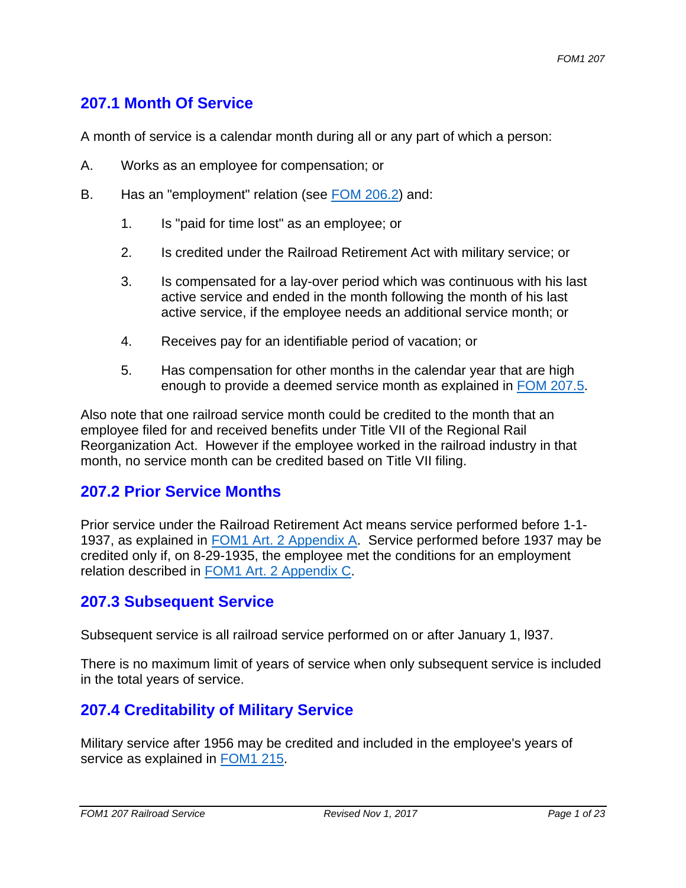## 207.1 Month Of Service

A month of service is a calendar month during all or any part of which a person:

A. Works as an employee for compensation; or

B. Has an "employment" relation (see FOM 206.2) and:

   1. Is "paid for time lost" as an employee; or

   2. Is credited under the Railroad Retirement Act with military service; or

   3. Is compensated for a lay-over period which was continuous with his last active service and ended in the month following the month of his last active service, if the employee needs an additional service month; or

   4. Receives pay for an identifiable period of vacation; or

   5. Has compensation for other months in the calendar year that are high enough to provide a deemed service month as explained in FOM 207.5.

Also note that one railroad service month could be credited to the month that an employee filed for and received benefits under Title VII of the Regional Rail Reorganization Act. However if the employee worked in the railroad industry in that month, no service month can be credited based on Title VII filing.

## 207.2 Prior Service Months

Prior service under the Railroad Retirement Act means service performed before 1-1-1937, as explained in FOM1 Art. 2 Appendix A. Service performed before 1937 may be credited only if, on 8-29-1935, the employee met the conditions for an employment relation described in FOM1 Art. 2 Appendix C.

## 207.3 Subsequent Service

Subsequent service is all railroad service performed on or after January 1, l937.

There is no maximum limit of years of service when only subsequent service is included in the total years of service.

## 207.4 Creditability of Military Service

Military service after 1956 may be credited and included in the employee's years of service as explained in FOM1 215.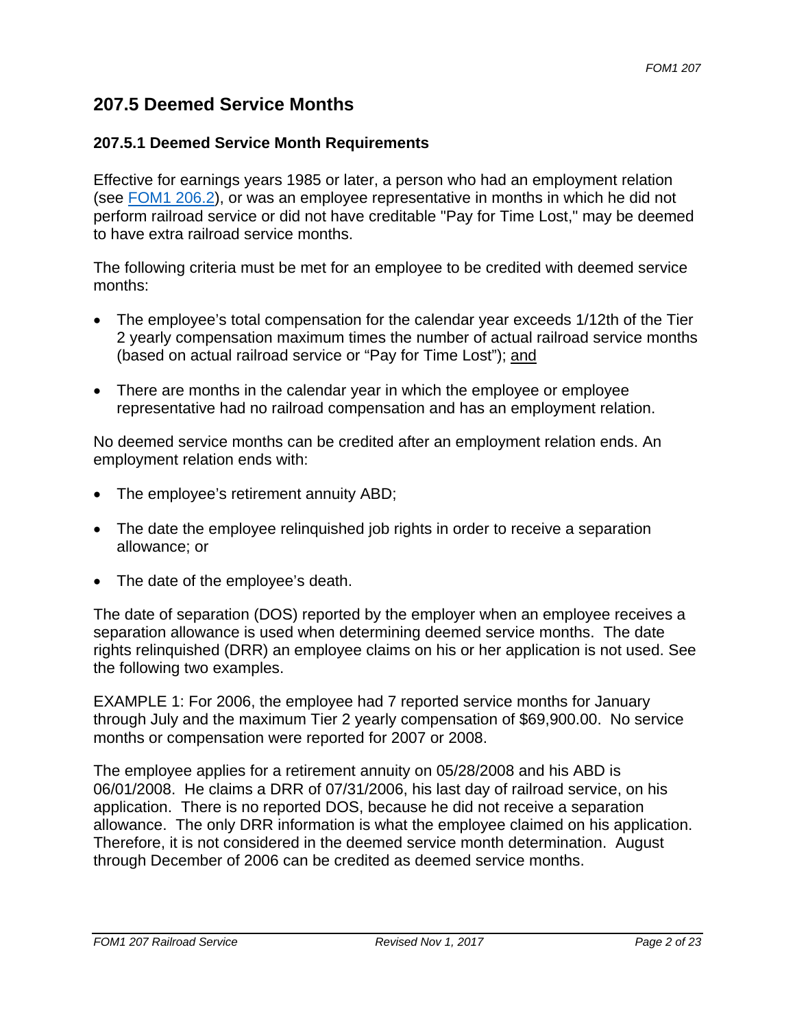## 207.5 Deemed Service Months

### 207.5.1 Deemed Service Month Requirements

Effective for earnings years 1985 or later, a person who had an employment relation (see [FOM1 206.2](FOM1 206.2)), or was an employee representative in months in which he did not perform railroad service or did not have creditable "Pay for Time Lost," may be deemed to have extra railroad service months.

The following criteria must be met for an employee to be credited with deemed service months:

- The employee's total compensation for the calendar year exceeds 1/12th of the Tier 2 yearly compensation maximum times the number of actual railroad service months (based on actual railroad service or "Pay for Time Lost"); <u>and</u>

- There are months in the calendar year in which the employee or employee representative had no railroad compensation and has an employment relation.

No deemed service months can be credited after an employment relation ends. An employment relation ends with:

- The employee's retirement annuity ABD;

- The date the employee relinquished job rights in order to receive a separation allowance; or

- The date of the employee's death.

The date of separation (DOS) reported by the employer when an employee receives a separation allowance is used when determining deemed service months. The date rights relinquished (DRR) an employee claims on his or her application is not used. See the following two examples.

EXAMPLE 1: For 2006, the employee had 7 reported service months for January through July and the maximum Tier 2 yearly compensation of $69,900.00. No service months or compensation were reported for 2007 or 2008.

The employee applies for a retirement annuity on 05/28/2008 and his ABD is 06/01/2008. He claims a DRR of 07/31/2006, his last day of railroad service, on his application. There is no reported DOS, because he did not receive a separation allowance. The only DRR information is what the employee claimed on his application. Therefore, it is not considered in the deemed service month determination. August through December of 2006 can be credited as deemed service months.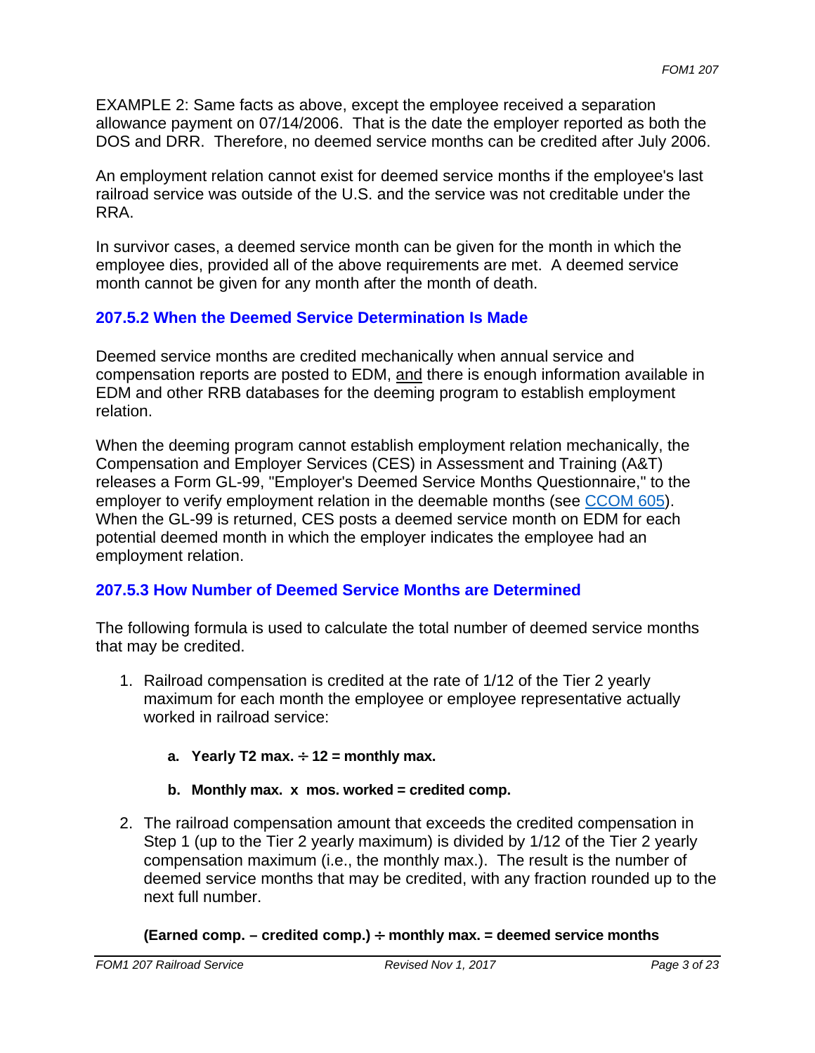EXAMPLE 2: Same facts as above, except the employee received a separation allowance payment on 07/14/2006. That is the date the employer reported as both the DOS and DRR. Therefore, no deemed service months can be credited after July 2006.

An employment relation cannot exist for deemed service months if the employee's last railroad service was outside of the U.S. and the service was not creditable under the RRA.

In survivor cases, a deemed service month can be given for the month in which the employee dies, provided all of the above requirements are met. A deemed service month cannot be given for any month after the month of death.

### 207.5.2 When the Deemed Service Determination Is Made

Deemed service months are credited mechanically when annual service and compensation reports are posted to EDM, and there is enough information available in EDM and other RRB databases for the deeming program to establish employment relation.

When the deeming program cannot establish employment relation mechanically, the Compensation and Employer Services (CES) in Assessment and Training (A&T) releases a Form GL-99, "Employer's Deemed Service Months Questionnaire," to the employer to verify employment relation in the deemable months (see CCOM 605). When the GL-99 is returned, CES posts a deemed service month on EDM for each potential deemed month in which the employer indicates the employee had an employment relation.

### 207.5.3 How Number of Deemed Service Months are Determined

The following formula is used to calculate the total number of deemed service months that may be credited.

1. Railroad compensation is credited at the rate of 1/12 of the Tier 2 yearly maximum for each month the employee or employee representative actually worked in railroad service:

    a. **Yearly T2 max. ÷ 12 = monthly max.**

    b. **Monthly max. x mos. worked = credited comp.**

2. The railroad compensation amount that exceeds the credited compensation in Step 1 (up to the Tier 2 yearly maximum) is divided by 1/12 of the Tier 2 yearly compensation maximum (i.e., the monthly max.). The result is the number of deemed service months that may be credited, with any fraction rounded up to the next full number.

    **(Earned comp. – credited comp.) ÷ monthly max. = deemed service months**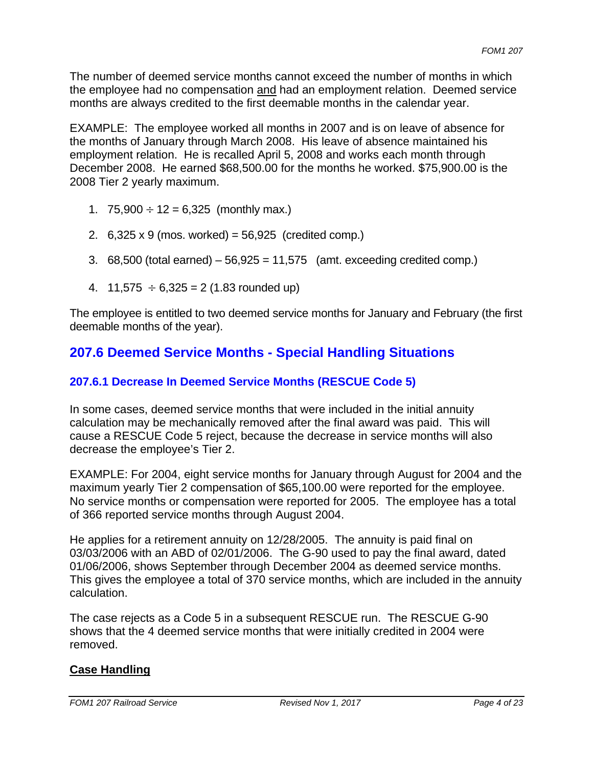The number of deemed service months cannot exceed the number of months in which the employee had no compensation <u>and</u> had an employment relation. Deemed service months are always credited to the first deemable months in the calendar year.

EXAMPLE: The employee worked all months in 2007 and is on leave of absence for the months of January through March 2008. His leave of absence maintained his employment relation. He is recalled April 5, 2008 and works each month through December 2008. He earned $68,500.00 for the months he worked. $75,900.00 is the 2008 Tier 2 yearly maximum.

1. 75,900 ÷ 12 = 6,325 (monthly max.)
2. 6,325 x 9 (mos. worked) = 56,925 (credited comp.)
3. 68,500 (total earned) – 56,925 = 11,575 (amt. exceeding credited comp.)
4. 11,575 ÷ 6,325 = 2 (1.83 rounded up)

The employee is entitled to two deemed service months for January and February (the first deemable months of the year).

## 207.6 Deemed Service Months - Special Handling Situations

### 207.6.1 Decrease In Deemed Service Months (RESCUE Code 5)

In some cases, deemed service months that were included in the initial annuity calculation may be mechanically removed after the final award was paid. This will cause a RESCUE Code 5 reject, because the decrease in service months will also decrease the employee's Tier 2.

EXAMPLE: For 2004, eight service months for January through August for 2004 and the maximum yearly Tier 2 compensation of $65,100.00 were reported for the employee. No service months or compensation were reported for 2005. The employee has a total of 366 reported service months through August 2004.

He applies for a retirement annuity on 12/28/2005. The annuity is paid final on 03/03/2006 with an ABD of 02/01/2006. The G-90 used to pay the final award, dated 01/06/2006, shows September through December 2004 as deemed service months. This gives the employee a total of 370 service months, which are included in the annuity calculation.

The case rejects as a Code 5 in a subsequent RESCUE run. The RESCUE G-90 shows that the 4 deemed service months that were initially credited in 2004 were removed.

**<u>Case Handling</u>**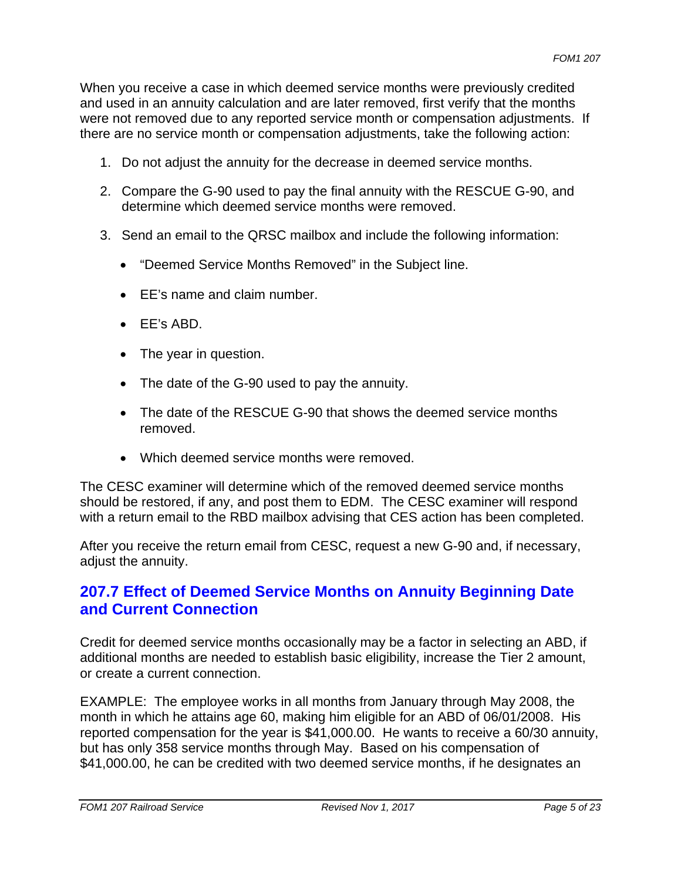When you receive a case in which deemed service months were previously credited and used in an annuity calculation and are later removed, first verify that the months were not removed due to any reported service month or compensation adjustments. If there are no service month or compensation adjustments, take the following action:

1. Do not adjust the annuity for the decrease in deemed service months.

2. Compare the G-90 used to pay the final annuity with the RESCUE G-90, and determine which deemed service months were removed.

3. Send an email to the QRSC mailbox and include the following information:

   - "Deemed Service Months Removed" in the Subject line.
   - EE's name and claim number.
   - EE's ABD.
   - The year in question.
   - The date of the G-90 used to pay the annuity.
   - The date of the RESCUE G-90 that shows the deemed service months removed.
   - Which deemed service months were removed.

The CESC examiner will determine which of the removed deemed service months should be restored, if any, and post them to EDM. The CESC examiner will respond with a return email to the RBD mailbox advising that CES action has been completed.

After you receive the return email from CESC, request a new G-90 and, if necessary, adjust the annuity.

## 207.7 Effect of Deemed Service Months on Annuity Beginning Date and Current Connection

Credit for deemed service months occasionally may be a factor in selecting an ABD, if additional months are needed to establish basic eligibility, increase the Tier 2 amount, or create a current connection.

EXAMPLE: The employee works in all months from January through May 2008, the month in which he attains age 60, making him eligible for an ABD of 06/01/2008. His reported compensation for the year is $41,000.00. He wants to receive a 60/30 annuity, but has only 358 service months through May. Based on his compensation of $41,000.00, he can be credited with two deemed service months, if he designates an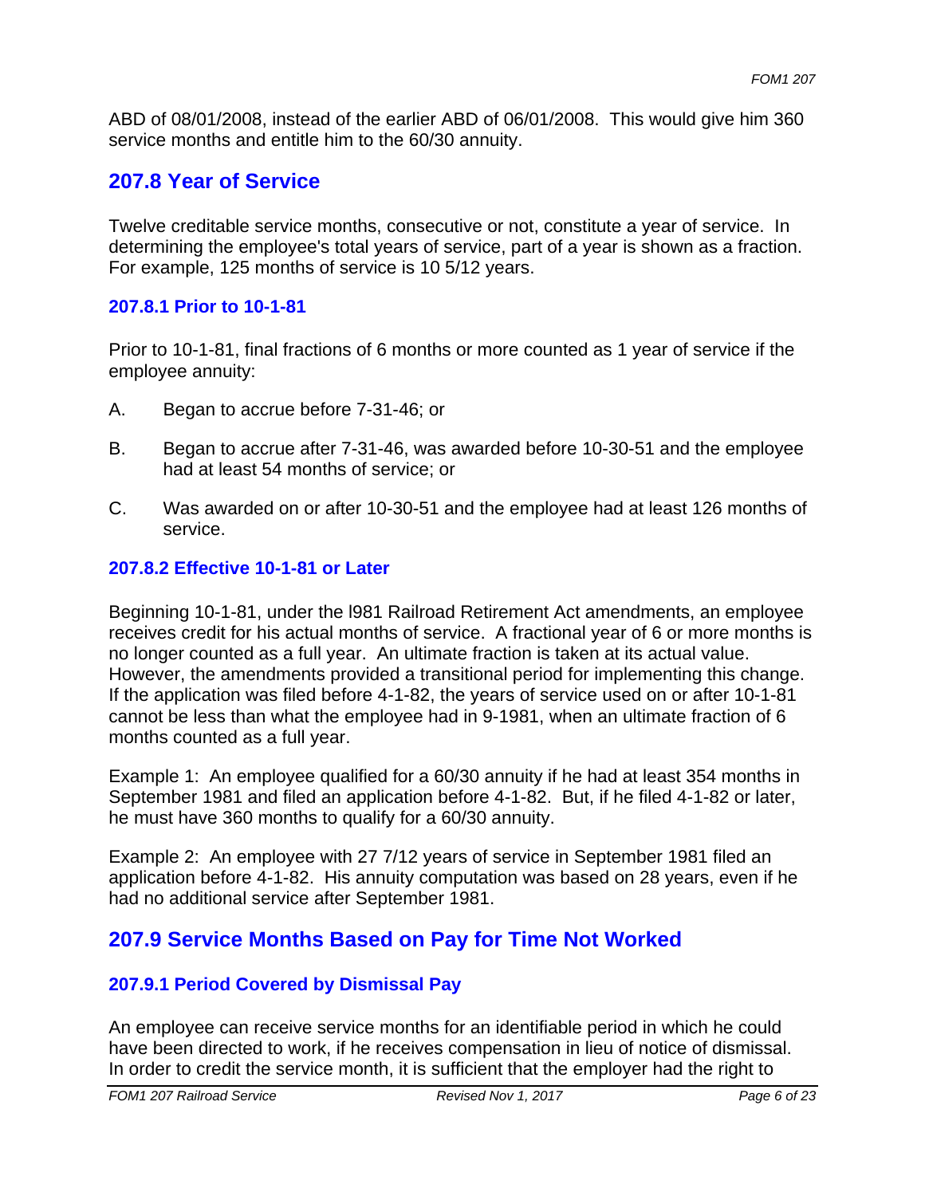ABD of 08/01/2008, instead of the earlier ABD of 06/01/2008. This would give him 360 service months and entitle him to the 60/30 annuity.

## 207.8 Year of Service

Twelve creditable service months, consecutive or not, constitute a year of service. In determining the employee's total years of service, part of a year is shown as a fraction. For example, 125 months of service is 10 5/12 years.

### 207.8.1 Prior to 10-1-81

Prior to 10-1-81, final fractions of 6 months or more counted as 1 year of service if the employee annuity:

A. Began to accrue before 7-31-46; or

B. Began to accrue after 7-31-46, was awarded before 10-30-51 and the employee had at least 54 months of service; or

C. Was awarded on or after 10-30-51 and the employee had at least 126 months of service.

### 207.8.2 Effective 10-1-81 or Later

Beginning 10-1-81, under the l981 Railroad Retirement Act amendments, an employee receives credit for his actual months of service. A fractional year of 6 or more months is no longer counted as a full year. An ultimate fraction is taken at its actual value. However, the amendments provided a transitional period for implementing this change. If the application was filed before 4-1-82, the years of service used on or after 10-1-81 cannot be less than what the employee had in 9-1981, when an ultimate fraction of 6 months counted as a full year.

Example 1: An employee qualified for a 60/30 annuity if he had at least 354 months in September 1981 and filed an application before 4-1-82. But, if he filed 4-1-82 or later, he must have 360 months to qualify for a 60/30 annuity.

Example 2: An employee with 27 7/12 years of service in September 1981 filed an application before 4-1-82. His annuity computation was based on 28 years, even if he had no additional service after September 1981.

## 207.9 Service Months Based on Pay for Time Not Worked

### 207.9.1 Period Covered by Dismissal Pay

An employee can receive service months for an identifiable period in which he could have been directed to work, if he receives compensation in lieu of notice of dismissal. In order to credit the service month, it is sufficient that the employer had the right to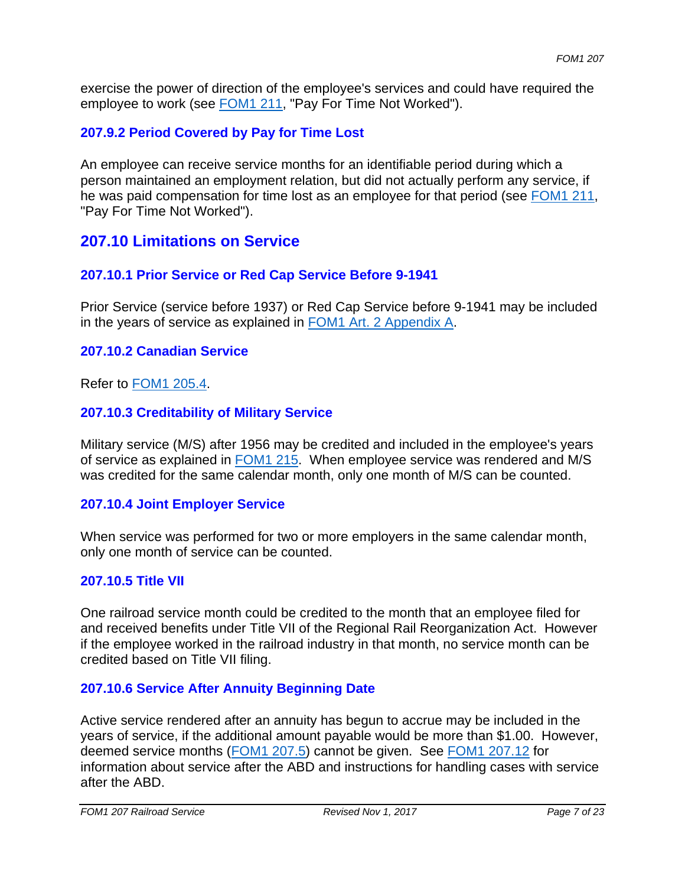exercise the power of direction of the employee's services and could have required the employee to work (see FOM1 211, "Pay For Time Not Worked").

### 207.9.2 Period Covered by Pay for Time Lost

An employee can receive service months for an identifiable period during which a person maintained an employment relation, but did not actually perform any service, if he was paid compensation for time lost as an employee for that period (see FOM1 211, "Pay For Time Not Worked").

## 207.10 Limitations on Service

### 207.10.1 Prior Service or Red Cap Service Before 9-1941

Prior Service (service before 1937) or Red Cap Service before 9-1941 may be included in the years of service as explained in FOM1 Art. 2 Appendix A.

### 207.10.2 Canadian Service

Refer to FOM1 205.4.

### 207.10.3 Creditability of Military Service

Military service (M/S) after 1956 may be credited and included in the employee's years of service as explained in FOM1 215. When employee service was rendered and M/S was credited for the same calendar month, only one month of M/S can be counted.

### 207.10.4 Joint Employer Service

When service was performed for two or more employers in the same calendar month, only one month of service can be counted.

### 207.10.5 Title VII

One railroad service month could be credited to the month that an employee filed for and received benefits under Title VII of the Regional Rail Reorganization Act. However if the employee worked in the railroad industry in that month, no service month can be credited based on Title VII filing.

### 207.10.6 Service After Annuity Beginning Date

Active service rendered after an annuity has begun to accrue may be included in the years of service, if the additional amount payable would be more than $1.00. However, deemed service months (FOM1 207.5) cannot be given. See FOM1 207.12 for information about service after the ABD and instructions for handling cases with service after the ABD.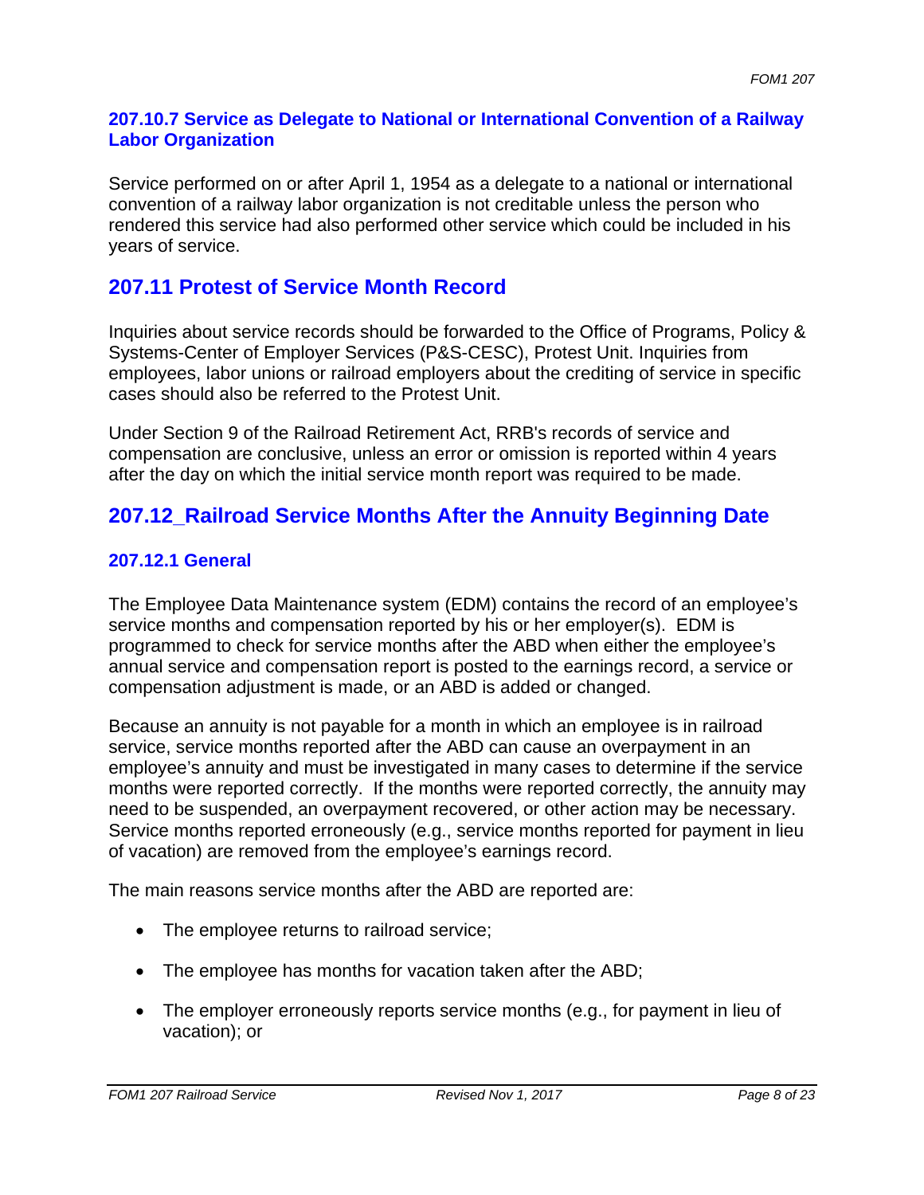### 207.10.7 Service as Delegate to National or International Convention of a Railway Labor Organization

Service performed on or after April 1, 1954 as a delegate to a national or international convention of a railway labor organization is not creditable unless the person who rendered this service had also performed other service which could be included in his years of service.

## 207.11 Protest of Service Month Record

Inquiries about service records should be forwarded to the Office of Programs, Policy & Systems-Center of Employer Services (P&S-CESC), Protest Unit. Inquiries from employees, labor unions or railroad employers about the crediting of service in specific cases should also be referred to the Protest Unit.

Under Section 9 of the Railroad Retirement Act, RRB's records of service and compensation are conclusive, unless an error or omission is reported within 4 years after the day on which the initial service month report was required to be made.

## 207.12_Railroad Service Months After the Annuity Beginning Date

### 207.12.1 General

The Employee Data Maintenance system (EDM) contains the record of an employee's service months and compensation reported by his or her employer(s). EDM is programmed to check for service months after the ABD when either the employee's annual service and compensation report is posted to the earnings record, a service or compensation adjustment is made, or an ABD is added or changed.

Because an annuity is not payable for a month in which an employee is in railroad service, service months reported after the ABD can cause an overpayment in an employee's annuity and must be investigated in many cases to determine if the service months were reported correctly. If the months were reported correctly, the annuity may need to be suspended, an overpayment recovered, or other action may be necessary. Service months reported erroneously (e.g., service months reported for payment in lieu of vacation) are removed from the employee's earnings record.

The main reasons service months after the ABD are reported are:

- The employee returns to railroad service;
- The employee has months for vacation taken after the ABD;
- The employer erroneously reports service months (e.g., for payment in lieu of vacation); or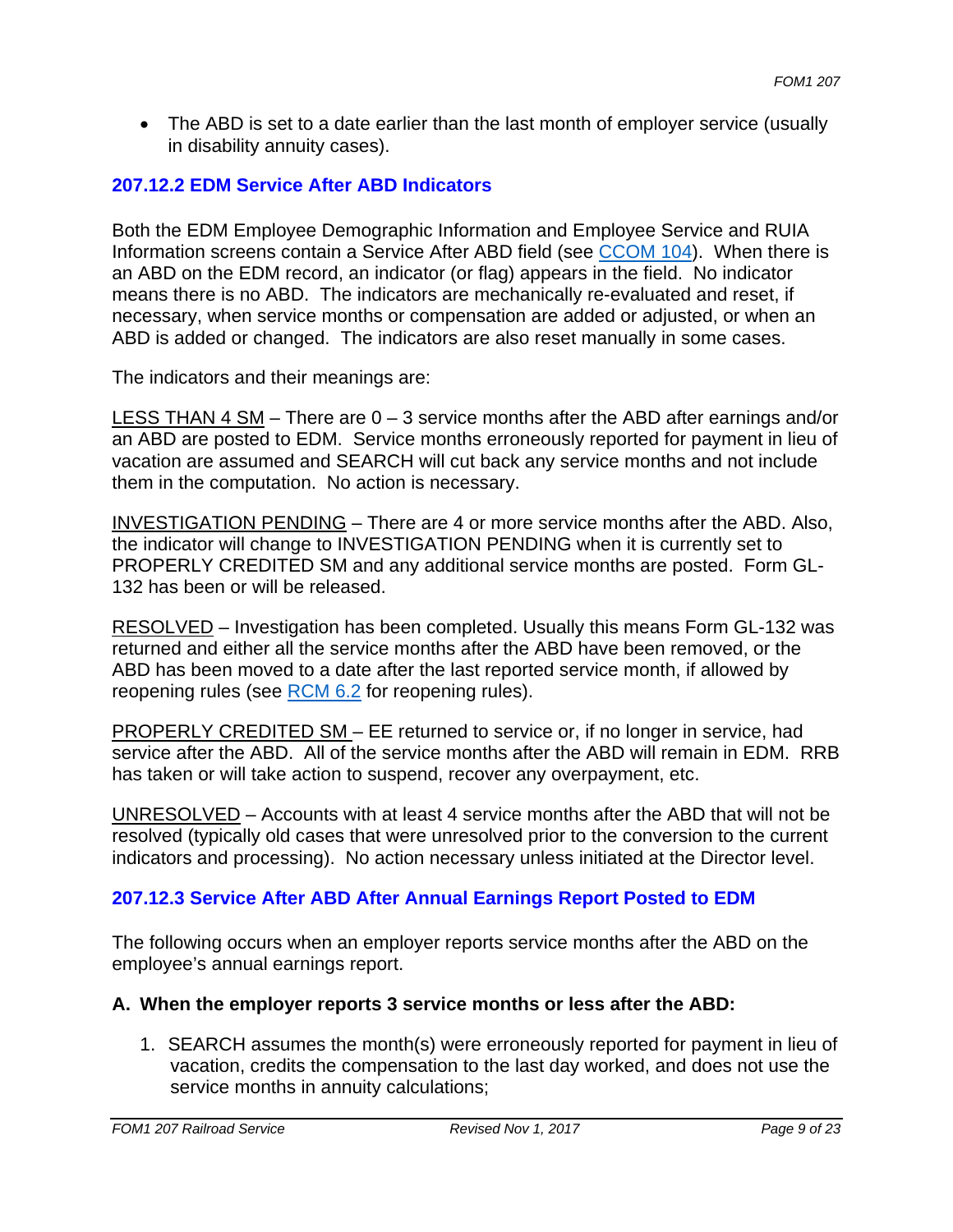- The ABD is set to a date earlier than the last month of employer service (usually in disability annuity cases).

### 207.12.2 EDM Service After ABD Indicators

Both the EDM Employee Demographic Information and Employee Service and RUIA Information screens contain a Service After ABD field (see CCOM 104). When there is an ABD on the EDM record, an indicator (or flag) appears in the field. No indicator means there is no ABD. The indicators are mechanically re-evaluated and reset, if necessary, when service months or compensation are added or adjusted, or when an ABD is added or changed. The indicators are also reset manually in some cases.

The indicators and their meanings are:

<u>LESS THAN 4 SM</u> – There are 0 – 3 service months after the ABD after earnings and/or an ABD are posted to EDM. Service months erroneously reported for payment in lieu of vacation are assumed and SEARCH will cut back any service months and not include them in the computation. No action is necessary.

<u>INVESTIGATION PENDING</u> – There are 4 or more service months after the ABD. Also, the indicator will change to INVESTIGATION PENDING when it is currently set to PROPERLY CREDITED SM and any additional service months are posted. Form GL-132 has been or will be released.

<u>RESOLVED</u> – Investigation has been completed. Usually this means Form GL-132 was returned and either all the service months after the ABD have been removed, or the ABD has been moved to a date after the last reported service month, if allowed by reopening rules (see RCM 6.2 for reopening rules).

<u>PROPERLY CREDITED SM</u> – EE returned to service or, if no longer in service, had service after the ABD. All of the service months after the ABD will remain in EDM. RRB has taken or will take action to suspend, recover any overpayment, etc.

<u>UNRESOLVED</u> – Accounts with at least 4 service months after the ABD that will not be resolved (typically old cases that were unresolved prior to the conversion to the current indicators and processing). No action necessary unless initiated at the Director level.

### 207.12.3 Service After ABD After Annual Earnings Report Posted to EDM

The following occurs when an employer reports service months after the ABD on the employee's annual earnings report.

**A. When the employer reports 3 service months or less after the ABD:**

1. SEARCH assumes the month(s) were erroneously reported for payment in lieu of vacation, credits the compensation to the last day worked, and does not use the service months in annuity calculations;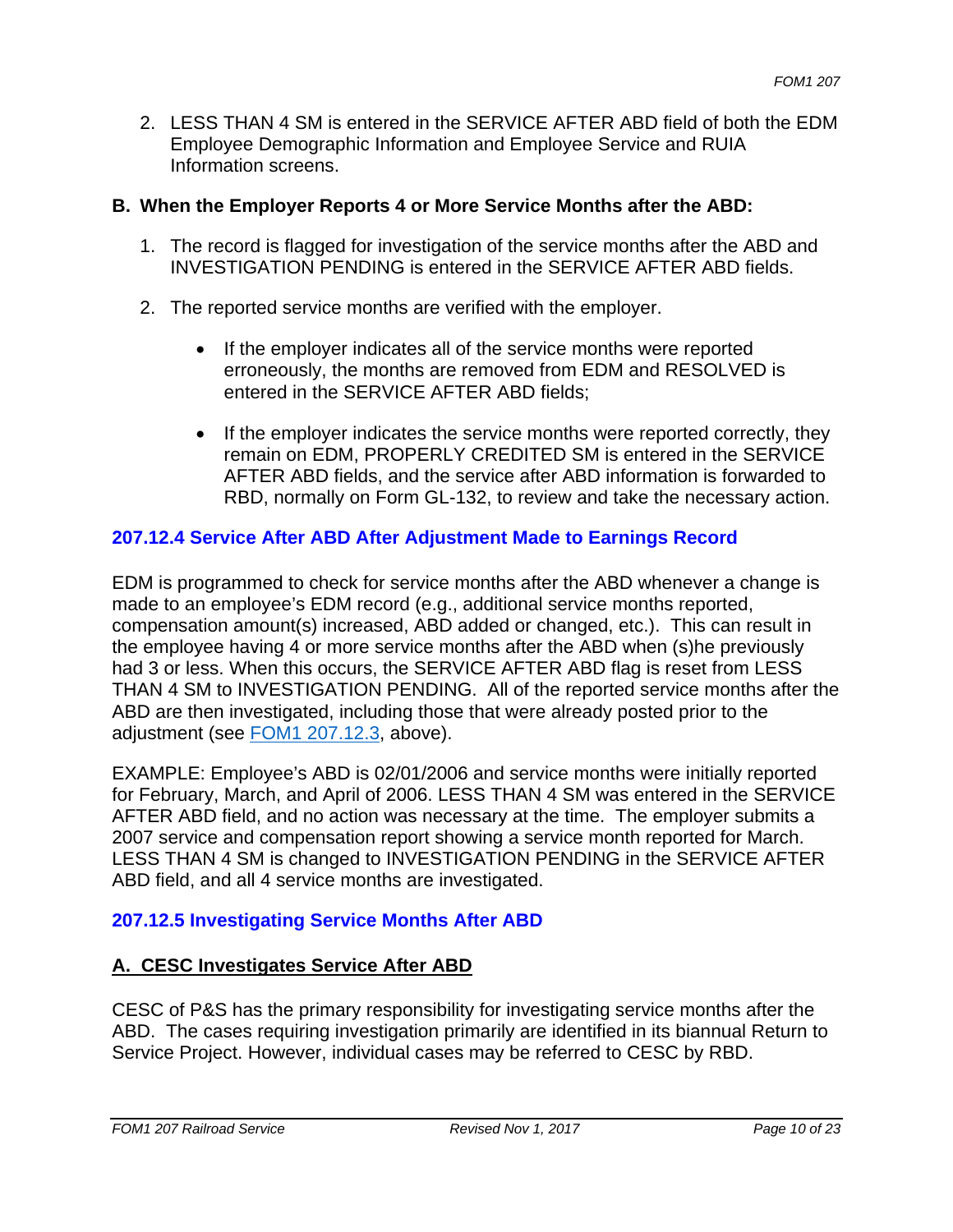2. LESS THAN 4 SM is entered in the SERVICE AFTER ABD field of both the EDM Employee Demographic Information and Employee Service and RUIA Information screens.

**B. When the Employer Reports 4 or More Service Months after the ABD:**

1. The record is flagged for investigation of the service months after the ABD and INVESTIGATION PENDING is entered in the SERVICE AFTER ABD fields.

2. The reported service months are verified with the employer.

   - If the employer indicates all of the service months were reported erroneously, the months are removed from EDM and RESOLVED is entered in the SERVICE AFTER ABD fields;

   - If the employer indicates the service months were reported correctly, they remain on EDM, PROPERLY CREDITED SM is entered in the SERVICE AFTER ABD fields, and the service after ABD information is forwarded to RBD, normally on Form GL-132, to review and take the necessary action.

### 207.12.4 Service After ABD After Adjustment Made to Earnings Record

EDM is programmed to check for service months after the ABD whenever a change is made to an employee's EDM record (e.g., additional service months reported, compensation amount(s) increased, ABD added or changed, etc.). This can result in the employee having 4 or more service months after the ABD when (s)he previously had 3 or less. When this occurs, the SERVICE AFTER ABD flag is reset from LESS THAN 4 SM to INVESTIGATION PENDING. All of the reported service months after the ABD are then investigated, including those that were already posted prior to the adjustment (see FOM1 207.12.3, above).

EXAMPLE: Employee's ABD is 02/01/2006 and service months were initially reported for February, March, and April of 2006. LESS THAN 4 SM was entered in the SERVICE AFTER ABD field, and no action was necessary at the time. The employer submits a 2007 service and compensation report showing a service month reported for March. LESS THAN 4 SM is changed to INVESTIGATION PENDING in the SERVICE AFTER ABD field, and all 4 service months are investigated.

### 207.12.5 Investigating Service Months After ABD

**A. CESC Investigates Service After ABD**

CESC of P&S has the primary responsibility for investigating service months after the ABD. The cases requiring investigation primarily are identified in its biannual Return to Service Project. However, individual cases may be referred to CESC by RBD.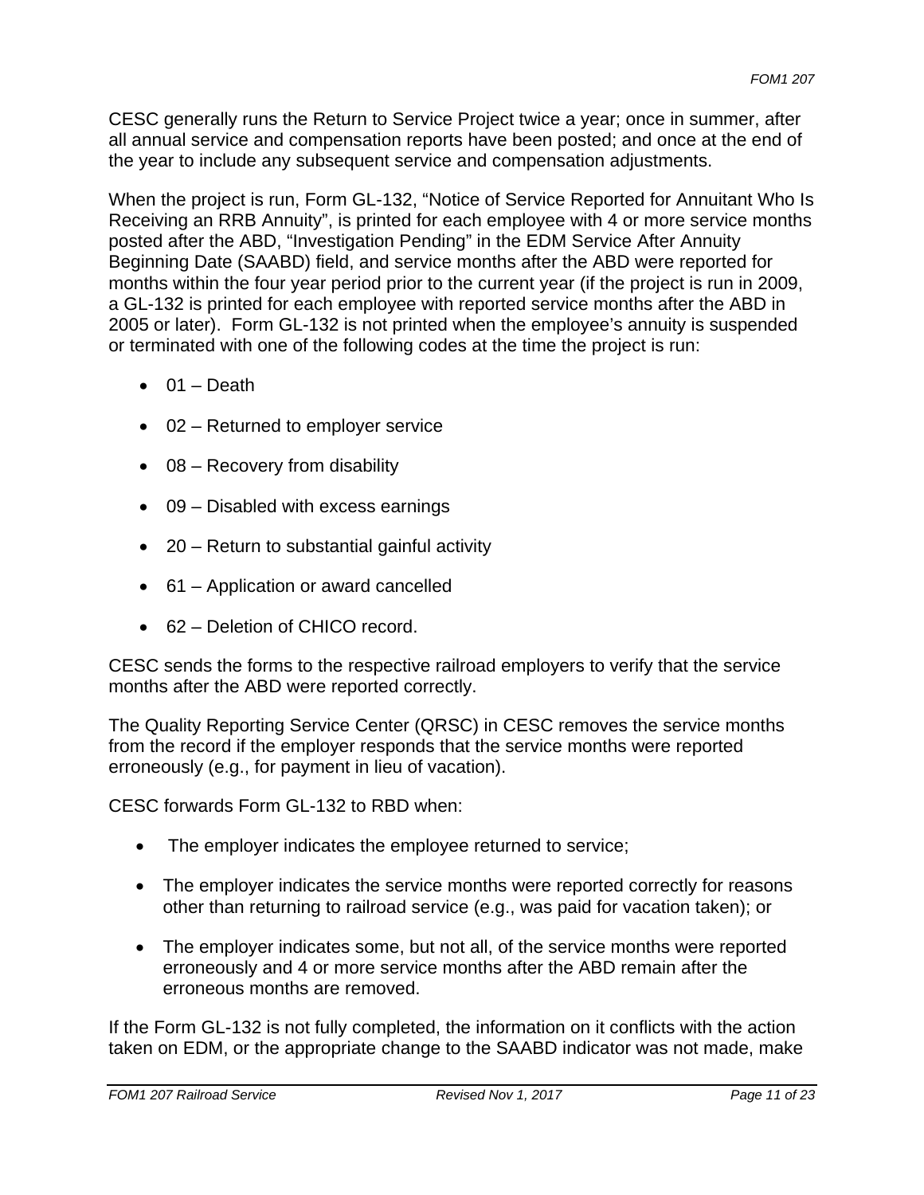CESC generally runs the Return to Service Project twice a year; once in summer, after all annual service and compensation reports have been posted; and once at the end of the year to include any subsequent service and compensation adjustments.

When the project is run, Form GL-132, "Notice of Service Reported for Annuitant Who Is Receiving an RRB Annuity", is printed for each employee with 4 or more service months posted after the ABD, "Investigation Pending" in the EDM Service After Annuity Beginning Date (SAABD) field, and service months after the ABD were reported for months within the four year period prior to the current year (if the project is run in 2009, a GL-132 is printed for each employee with reported service months after the ABD in 2005 or later). Form GL-132 is not printed when the employee's annuity is suspended or terminated with one of the following codes at the time the project is run:

- 01 – Death
- 02 – Returned to employer service
- 08 – Recovery from disability
- 09 – Disabled with excess earnings
- 20 – Return to substantial gainful activity
- 61 – Application or award cancelled
- 62 – Deletion of CHICO record.

CESC sends the forms to the respective railroad employers to verify that the service months after the ABD were reported correctly.

The Quality Reporting Service Center (QRSC) in CESC removes the service months from the record if the employer responds that the service months were reported erroneously (e.g., for payment in lieu of vacation).

CESC forwards Form GL-132 to RBD when:

- The employer indicates the employee returned to service;
- The employer indicates the service months were reported correctly for reasons other than returning to railroad service (e.g., was paid for vacation taken); or
- The employer indicates some, but not all, of the service months were reported erroneously and 4 or more service months after the ABD remain after the erroneous months are removed.

If the Form GL-132 is not fully completed, the information on it conflicts with the action taken on EDM, or the appropriate change to the SAABD indicator was not made, make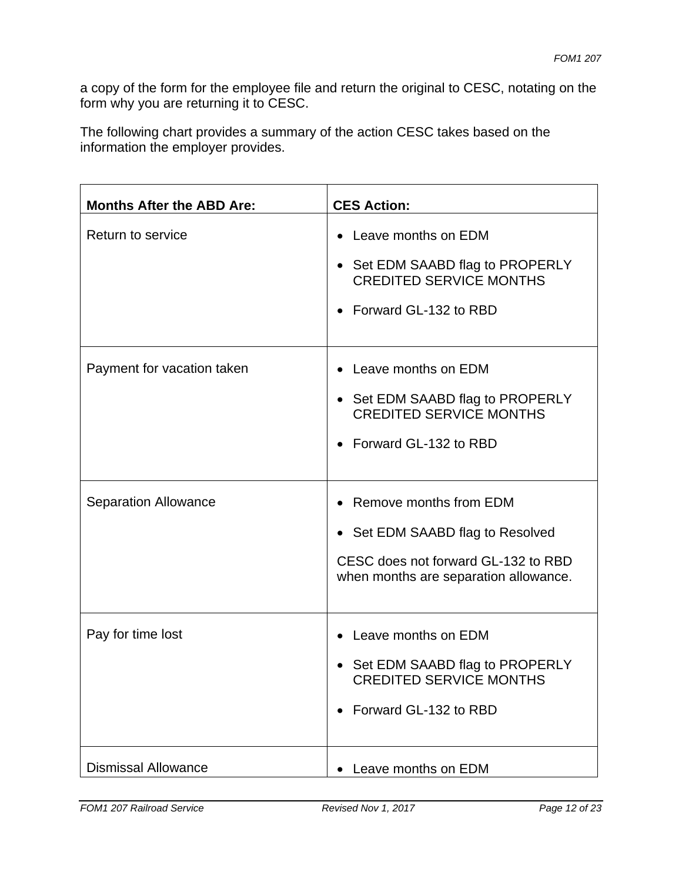a copy of the form for the employee file and return the original to CESC, notating on the form why you are returning it to CESC.

The following chart provides a summary of the action CESC takes based on the information the employer provides.

| Months After the ABD Are: | CES Action: |
|---|---|
| Return to service | • Leave months on EDM<br>• Set EDM SAABD flag to PROPERLY CREDITED SERVICE MONTHS<br>• Forward GL-132 to RBD |
| Payment for vacation taken | • Leave months on EDM<br>• Set EDM SAABD flag to PROPERLY CREDITED SERVICE MONTHS<br>• Forward GL-132 to RBD |
| Separation Allowance | • Remove months from EDM<br>• Set EDM SAABD flag to Resolved<br>CESC does not forward GL-132 to RBD when months are separation allowance. |
| Pay for time lost | • Leave months on EDM<br>• Set EDM SAABD flag to PROPERLY CREDITED SERVICE MONTHS<br>• Forward GL-132 to RBD |
| Dismissal Allowance | • Leave months on EDM |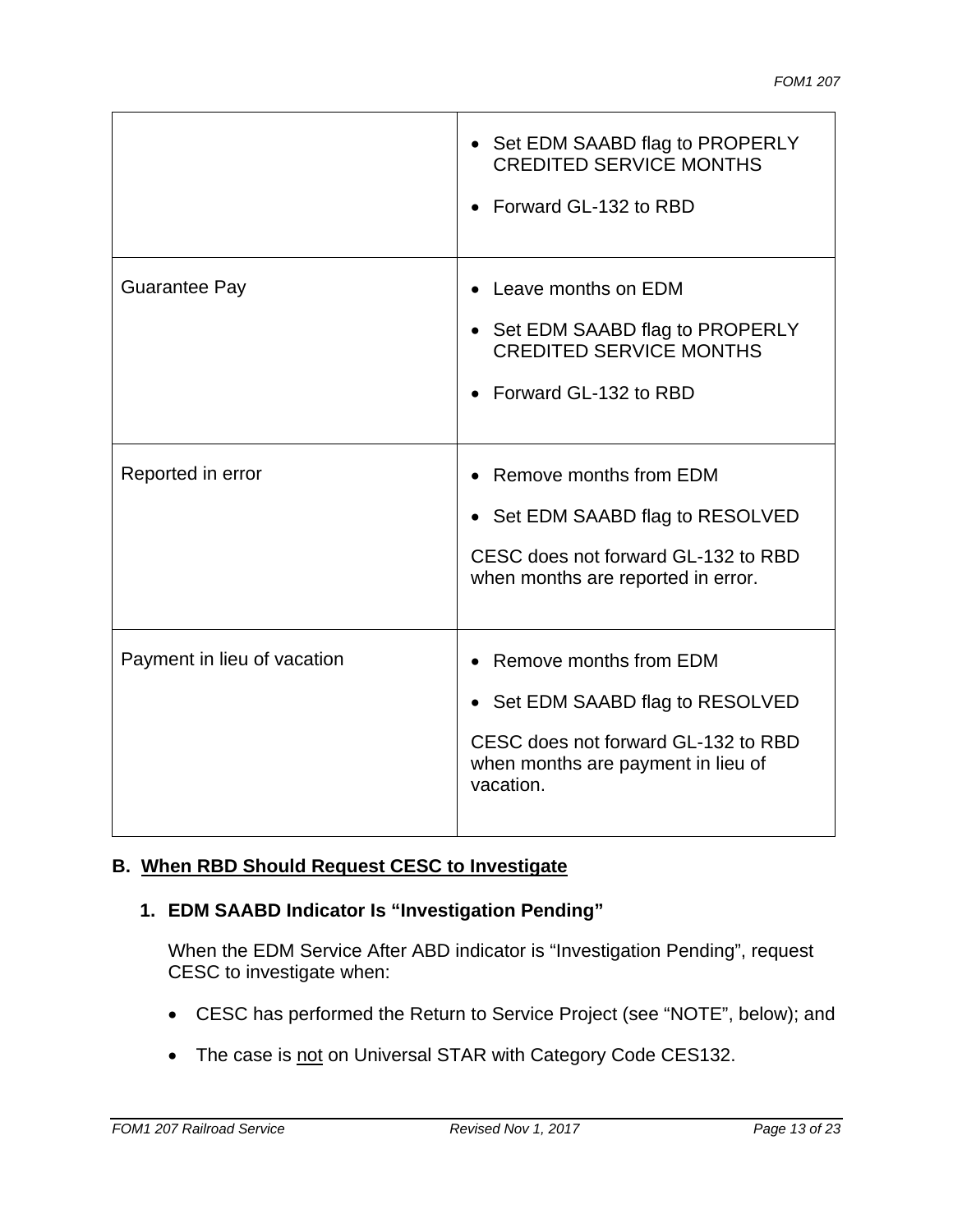| | |
|---|---|
| | • Set EDM SAABD flag to PROPERLY CREDITED SERVICE MONTHS<br><br>• Forward GL-132 to RBD |
| Guarantee Pay | • Leave months on EDM<br><br>• Set EDM SAABD flag to PROPERLY CREDITED SERVICE MONTHS<br><br>• Forward GL-132 to RBD |
| Reported in error | • Remove months from EDM<br><br>• Set EDM SAABD flag to RESOLVED<br><br>CESC does not forward GL-132 to RBD when months are reported in error. |
| Payment in lieu of vacation | • Remove months from EDM<br><br>• Set EDM SAABD flag to RESOLVED<br><br>CESC does not forward GL-132 to RBD when months are payment in lieu of vacation. |

## B. When RBD Should Request CESC to Investigate

### 1. EDM SAABD Indicator Is "Investigation Pending"

When the EDM Service After ABD indicator is "Investigation Pending", request CESC to investigate when:

- CESC has performed the Return to Service Project (see "NOTE", below); and
- The case is not on Universal STAR with Category Code CES132.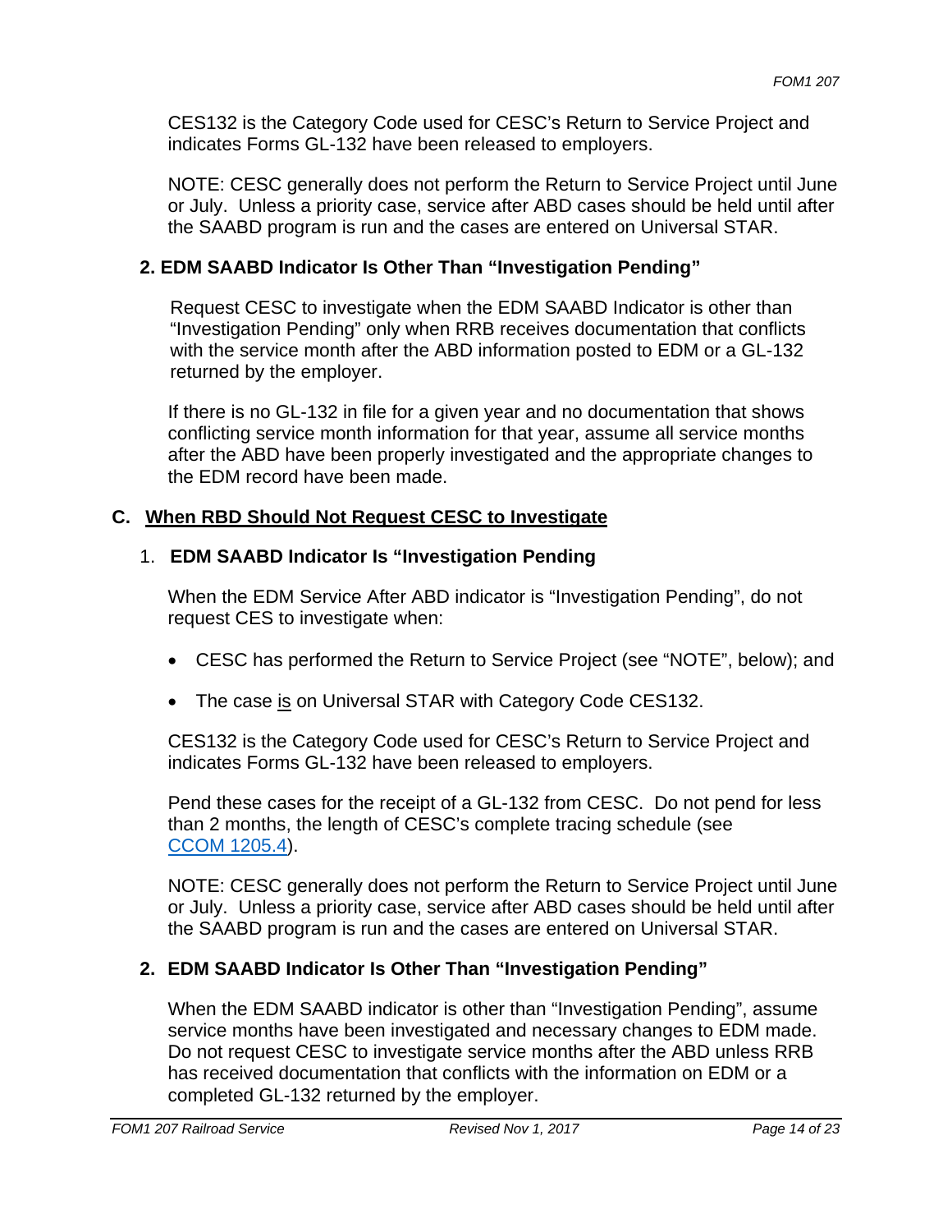CES132 is the Category Code used for CESC's Return to Service Project and indicates Forms GL-132 have been released to employers.

NOTE: CESC generally does not perform the Return to Service Project until June or July. Unless a priority case, service after ABD cases should be held until after the SAABD program is run and the cases are entered on Universal STAR.

### 2. EDM SAABD Indicator Is Other Than "Investigation Pending"

Request CESC to investigate when the EDM SAABD Indicator is other than "Investigation Pending" only when RRB receives documentation that conflicts with the service month after the ABD information posted to EDM or a GL-132 returned by the employer.

If there is no GL-132 in file for a given year and no documentation that shows conflicting service month information for that year, assume all service months after the ABD have been properly investigated and the appropriate changes to the EDM record have been made.

## C. When RBD Should Not Request CESC to Investigate

### 1. EDM SAABD Indicator Is "Investigation Pending

When the EDM Service After ABD indicator is "Investigation Pending", do not request CES to investigate when:

- CESC has performed the Return to Service Project (see "NOTE", below); and
- The case is on Universal STAR with Category Code CES132.

CES132 is the Category Code used for CESC's Return to Service Project and indicates Forms GL-132 have been released to employers.

Pend these cases for the receipt of a GL-132 from CESC. Do not pend for less than 2 months, the length of CESC's complete tracing schedule (see CCOM 1205.4).

NOTE: CESC generally does not perform the Return to Service Project until June or July. Unless a priority case, service after ABD cases should be held until after the SAABD program is run and the cases are entered on Universal STAR.

### 2. EDM SAABD Indicator Is Other Than "Investigation Pending"

When the EDM SAABD indicator is other than "Investigation Pending", assume service months have been investigated and necessary changes to EDM made. Do not request CESC to investigate service months after the ABD unless RRB has received documentation that conflicts with the information on EDM or a completed GL-132 returned by the employer.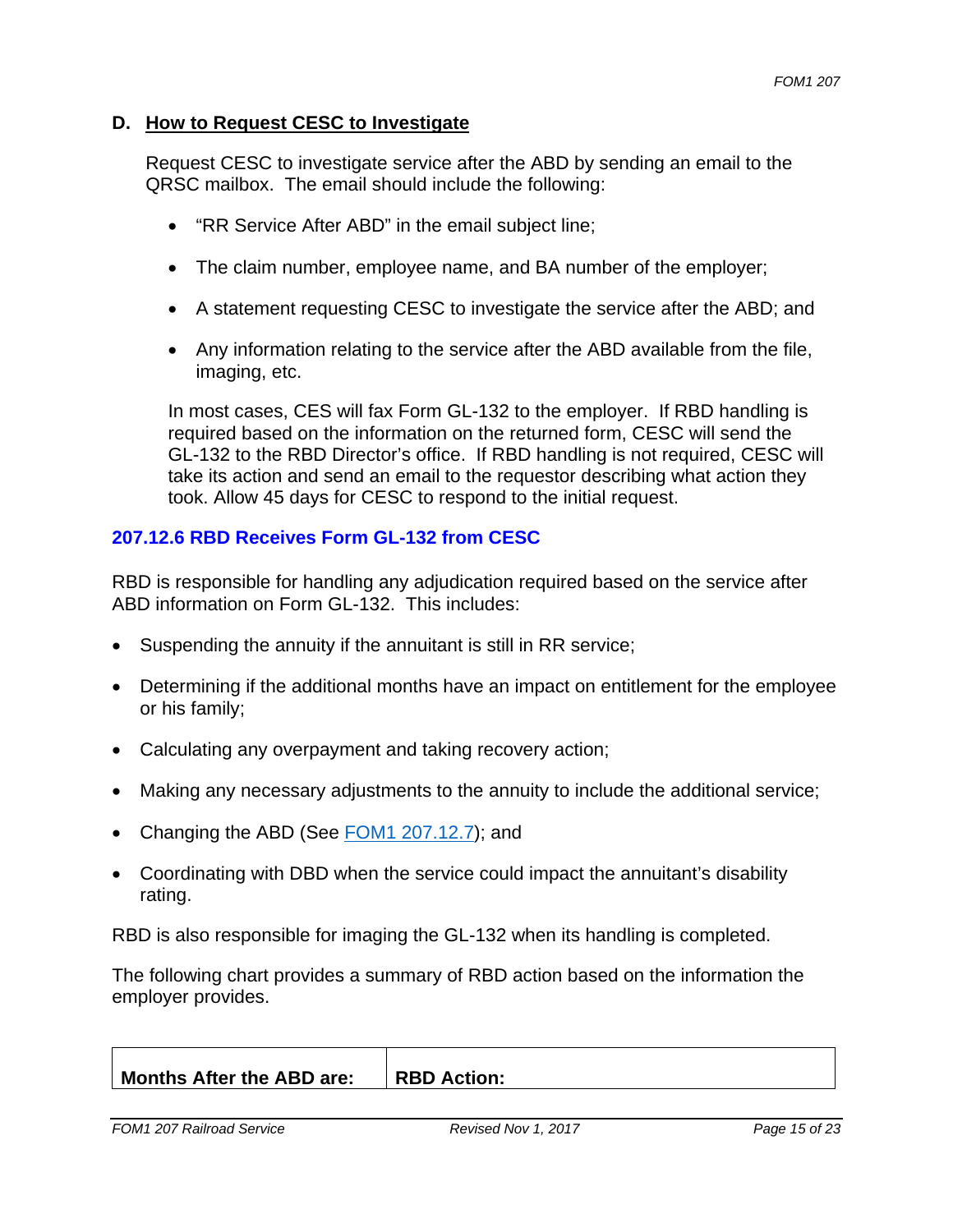### D. How to Request CESC to Investigate

Request CESC to investigate service after the ABD by sending an email to the QRSC mailbox. The email should include the following:

- "RR Service After ABD" in the email subject line;
- The claim number, employee name, and BA number of the employer;
- A statement requesting CESC to investigate the service after the ABD; and
- Any information relating to the service after the ABD available from the file, imaging, etc.

In most cases, CES will fax Form GL-132 to the employer. If RBD handling is required based on the information on the returned form, CESC will send the GL-132 to the RBD Director's office. If RBD handling is not required, CESC will take its action and send an email to the requestor describing what action they took. Allow 45 days for CESC to respond to the initial request.

## 207.12.6 RBD Receives Form GL-132 from CESC

RBD is responsible for handling any adjudication required based on the service after ABD information on Form GL-132. This includes:

- Suspending the annuity if the annuitant is still in RR service;
- Determining if the additional months have an impact on entitlement for the employee or his family;
- Calculating any overpayment and taking recovery action;
- Making any necessary adjustments to the annuity to include the additional service;
- Changing the ABD (See FOM1 207.12.7); and
- Coordinating with DBD when the service could impact the annuitant's disability rating.

RBD is also responsible for imaging the GL-132 when its handling is completed.

The following chart provides a summary of RBD action based on the information the employer provides.

| Months After the ABD are: | RBD Action: |
|---|---|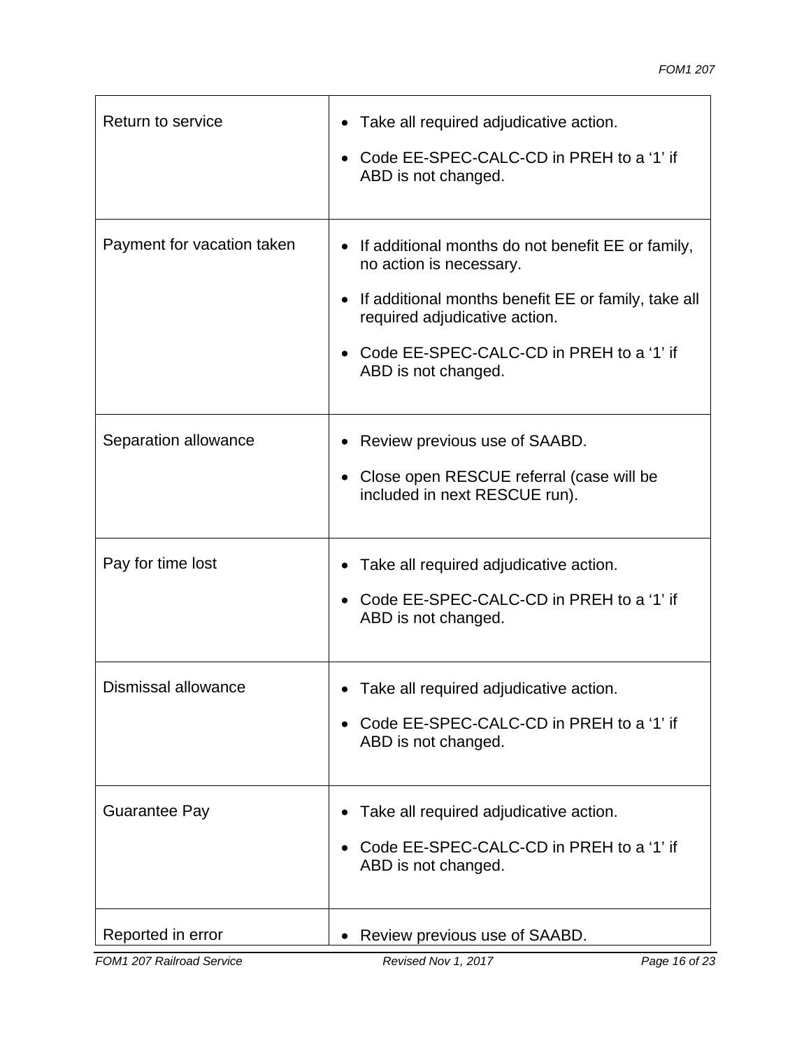| | |
|---|---|
| Return to service | • Take all required adjudicative action.<br>• Code EE-SPEC-CALC-CD in PREH to a ‘1’ if ABD is not changed. |
| Payment for vacation taken | • If additional months do not benefit EE or family, no action is necessary.<br>• If additional months benefit EE or family, take all required adjudicative action.<br>• Code EE-SPEC-CALC-CD in PREH to a ‘1’ if ABD is not changed. |
| Separation allowance | • Review previous use of SAABD.<br>• Close open RESCUE referral (case will be included in next RESCUE run). |
| Pay for time lost | • Take all required adjudicative action.<br>• Code EE-SPEC-CALC-CD in PREH to a ‘1’ if ABD is not changed. |
| Dismissal allowance | • Take all required adjudicative action.<br>• Code EE-SPEC-CALC-CD in PREH to a ‘1’ if ABD is not changed. |
| Guarantee Pay | • Take all required adjudicative action.<br>• Code EE-SPEC-CALC-CD in PREH to a ‘1’ if ABD is not changed. |
| Reported in error | • Review previous use of SAABD. |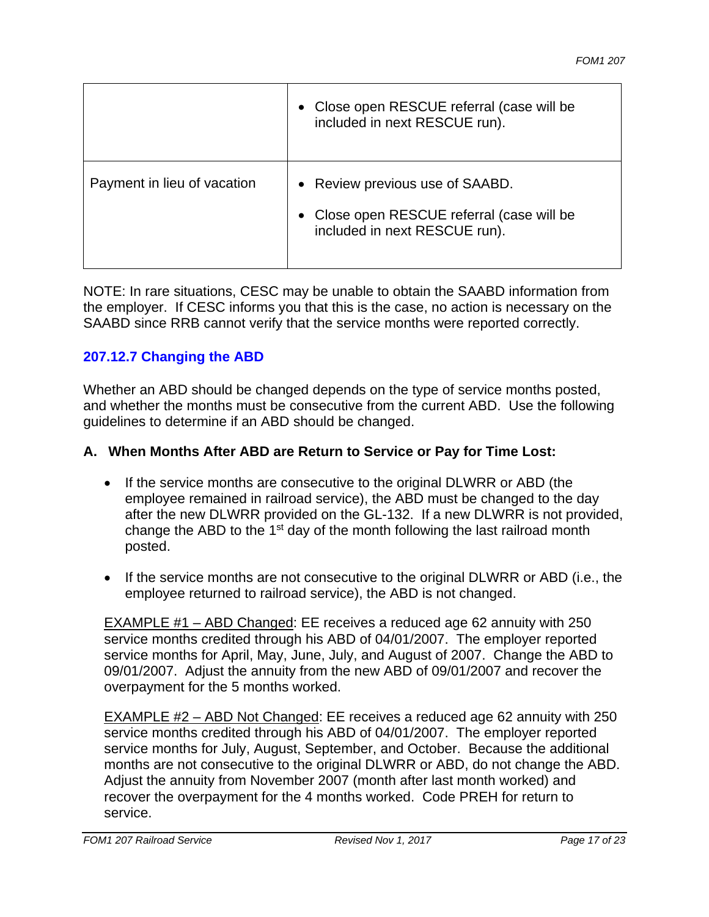| | |
|---|---|
| | • Close open RESCUE referral (case will be included in next RESCUE run). |
| Payment in lieu of vacation | • Review previous use of SAABD.<br>• Close open RESCUE referral (case will be included in next RESCUE run). |

NOTE: In rare situations, CESC may be unable to obtain the SAABD information from the employer. If CESC informs you that this is the case, no action is necessary on the SAABD since RRB cannot verify that the service months were reported correctly.

### 207.12.7 Changing the ABD

Whether an ABD should be changed depends on the type of service months posted, and whether the months must be consecutive from the current ABD. Use the following guidelines to determine if an ABD should be changed.

**A. When Months After ABD are Return to Service or Pay for Time Lost:**

- If the service months are consecutive to the original DLWRR or ABD (the employee remained in railroad service), the ABD must be changed to the day after the new DLWRR provided on the GL-132. If a new DLWRR is not provided, change the ABD to the 1st day of the month following the last railroad month posted.

- If the service months are not consecutive to the original DLWRR or ABD (i.e., the employee returned to railroad service), the ABD is not changed.

EXAMPLE #1 – ABD Changed: EE receives a reduced age 62 annuity with 250 service months credited through his ABD of 04/01/2007. The employer reported service months for April, May, June, July, and August of 2007. Change the ABD to 09/01/2007. Adjust the annuity from the new ABD of 09/01/2007 and recover the overpayment for the 5 months worked.

EXAMPLE #2 – ABD Not Changed: EE receives a reduced age 62 annuity with 250 service months credited through his ABD of 04/01/2007. The employer reported service months for July, August, September, and October. Because the additional months are not consecutive to the original DLWRR or ABD, do not change the ABD. Adjust the annuity from November 2007 (month after last month worked) and recover the overpayment for the 4 months worked. Code PREH for return to service.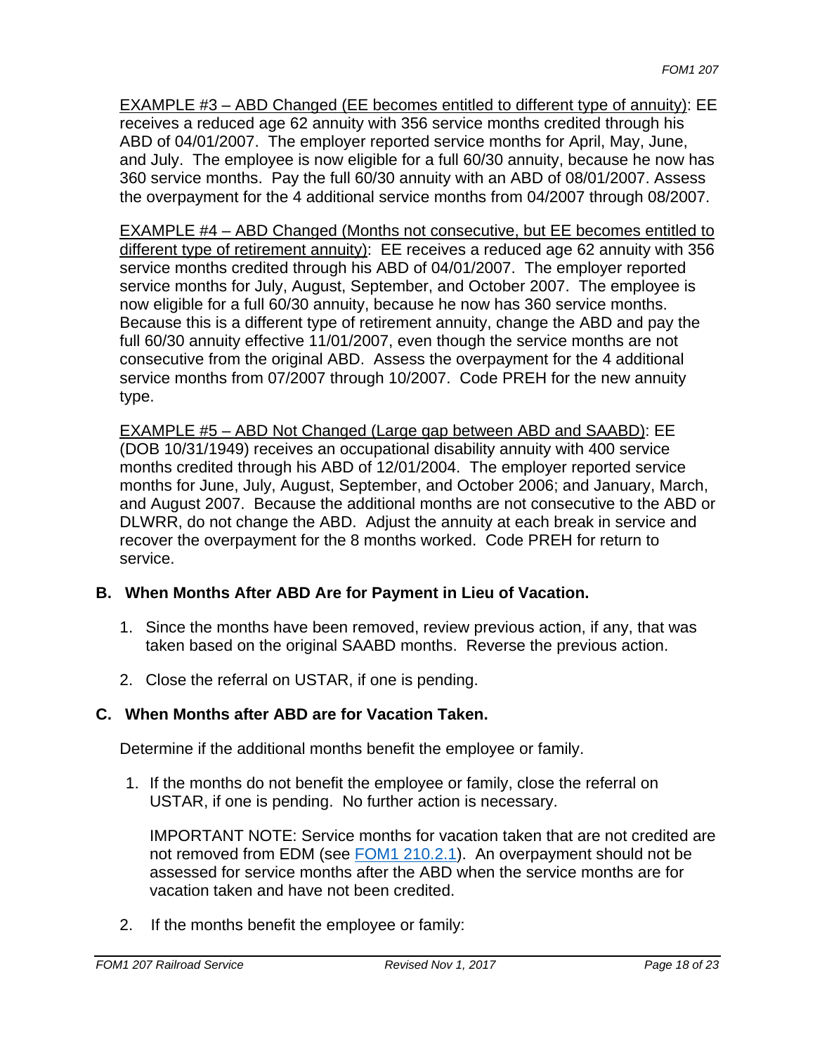<u>EXAMPLE #3 – ABD Changed (EE becomes entitled to different type of annuity)</u>: EE receives a reduced age 62 annuity with 356 service months credited through his ABD of 04/01/2007. The employer reported service months for April, May, June, and July. The employee is now eligible for a full 60/30 annuity, because he now has 360 service months. Pay the full 60/30 annuity with an ABD of 08/01/2007. Assess the overpayment for the 4 additional service months from 04/2007 through 08/2007.

<u>EXAMPLE #4 – ABD Changed (Months not consecutive, but EE becomes entitled to different type of retirement annuity)</u>: EE receives a reduced age 62 annuity with 356 service months credited through his ABD of 04/01/2007. The employer reported service months for July, August, September, and October 2007. The employee is now eligible for a full 60/30 annuity, because he now has 360 service months. Because this is a different type of retirement annuity, change the ABD and pay the full 60/30 annuity effective 11/01/2007, even though the service months are not consecutive from the original ABD. Assess the overpayment for the 4 additional service months from 07/2007 through 10/2007. Code PREH for the new annuity type.

<u>EXAMPLE #5 – ABD Not Changed (Large gap between ABD and SAABD)</u>: EE (DOB 10/31/1949) receives an occupational disability annuity with 400 service months credited through his ABD of 12/01/2004. The employer reported service months for June, July, August, September, and October 2006; and January, March, and August 2007. Because the additional months are not consecutive to the ABD or DLWRR, do not change the ABD. Adjust the annuity at each break in service and recover the overpayment for the 8 months worked. Code PREH for return to service.

### B. When Months After ABD Are for Payment in Lieu of Vacation.

1. Since the months have been removed, review previous action, if any, that was taken based on the original SAABD months. Reverse the previous action.
2. Close the referral on USTAR, if one is pending.

### C. When Months after ABD are for Vacation Taken.

Determine if the additional months benefit the employee or family.

1. If the months do not benefit the employee or family, close the referral on USTAR, if one is pending. No further action is necessary.

   IMPORTANT NOTE: Service months for vacation taken that are not credited are not removed from EDM (see FOM1 210.2.1). An overpayment should not be assessed for service months after the ABD when the service months are for vacation taken and have not been credited.

2. If the months benefit the employee or family: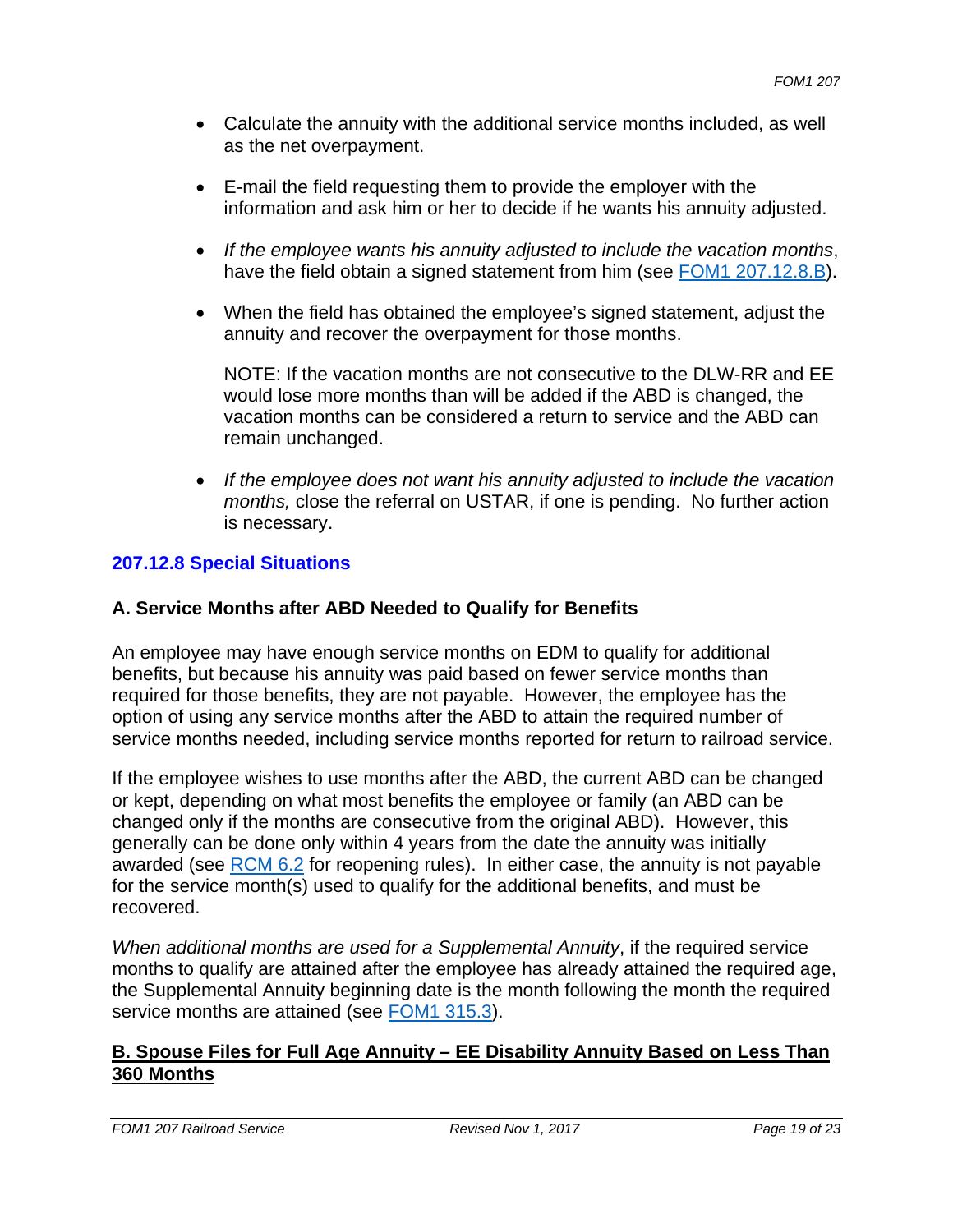- Calculate the annuity with the additional service months included, as well as the net overpayment.
- E-mail the field requesting them to provide the employer with the information and ask him or her to decide if he wants his annuity adjusted.
- *If the employee wants his annuity adjusted to include the vacation months*, have the field obtain a signed statement from him (see FOM1 207.12.8.B).
- When the field has obtained the employee's signed statement, adjust the annuity and recover the overpayment for those months.

  NOTE: If the vacation months are not consecutive to the DLW-RR and EE would lose more months than will be added if the ABD is changed, the vacation months can be considered a return to service and the ABD can remain unchanged.
- *If the employee does not want his annuity adjusted to include the vacation months,* close the referral on USTAR, if one is pending. No further action is necessary.

## 207.12.8 Special Situations

### A. Service Months after ABD Needed to Qualify for Benefits

An employee may have enough service months on EDM to qualify for additional benefits, but because his annuity was paid based on fewer service months than required for those benefits, they are not payable. However, the employee has the option of using any service months after the ABD to attain the required number of service months needed, including service months reported for return to railroad service.

If the employee wishes to use months after the ABD, the current ABD can be changed or kept, depending on what most benefits the employee or family (an ABD can be changed only if the months are consecutive from the original ABD). However, this generally can be done only within 4 years from the date the annuity was initially awarded (see RCM 6.2 for reopening rules). In either case, the annuity is not payable for the service month(s) used to qualify for the additional benefits, and must be recovered.

*When additional months are used for a Supplemental Annuity*, if the required service months to qualify are attained after the employee has already attained the required age, the Supplemental Annuity beginning date is the month following the month the required service months are attained (see FOM1 315.3).

### B. Spouse Files for Full Age Annuity – EE Disability Annuity Based on Less Than 360 Months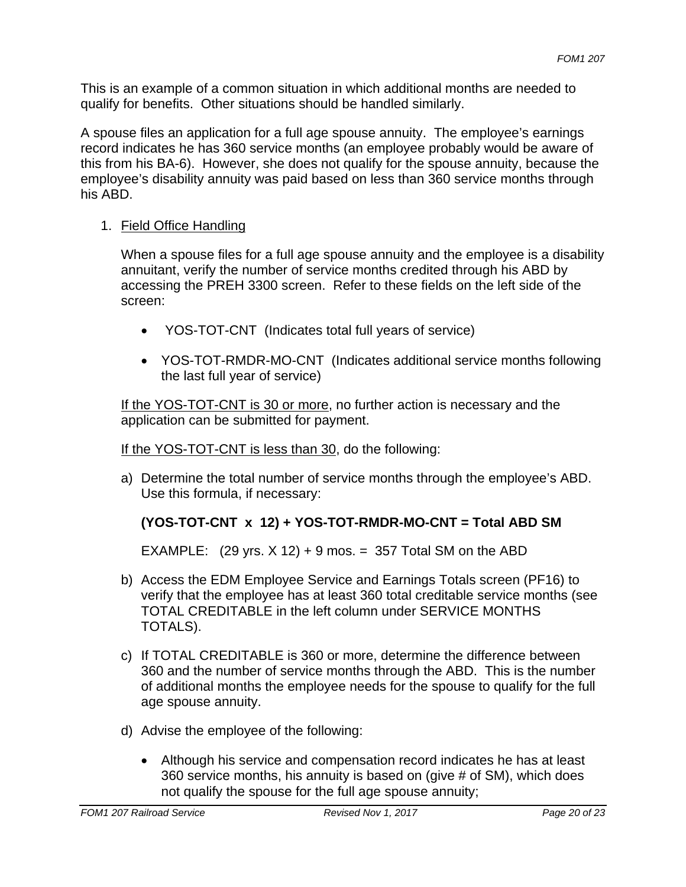This is an example of a common situation in which additional months are needed to qualify for benefits. Other situations should be handled similarly.

A spouse files an application for a full age spouse annuity. The employee's earnings record indicates he has 360 service months (an employee probably would be aware of this from his BA-6). However, she does not qualify for the spouse annuity, because the employee's disability annuity was paid based on less than 360 service months through his ABD.

1. Field Office Handling

   When a spouse files for a full age spouse annuity and the employee is a disability annuitant, verify the number of service months credited through his ABD by accessing the PREH 3300 screen. Refer to these fields on the left side of the screen:

   - YOS-TOT-CNT (Indicates total full years of service)
   - YOS-TOT-RMDR-MO-CNT (Indicates additional service months following the last full year of service)

   If the YOS-TOT-CNT is 30 or more, no further action is necessary and the application can be submitted for payment.

   If the YOS-TOT-CNT is less than 30, do the following:

   a) Determine the total number of service months through the employee's ABD. Use this formula, if necessary:

      **(YOS-TOT-CNT x 12) + YOS-TOT-RMDR-MO-CNT = Total ABD SM**

      EXAMPLE: (29 yrs. X 12) + 9 mos. = 357 Total SM on the ABD

   b) Access the EDM Employee Service and Earnings Totals screen (PF16) to verify that the employee has at least 360 total creditable service months (see TOTAL CREDITABLE in the left column under SERVICE MONTHS TOTALS).

   c) If TOTAL CREDITABLE is 360 or more, determine the difference between 360 and the number of service months through the ABD. This is the number of additional months the employee needs for the spouse to qualify for the full age spouse annuity.

   d) Advise the employee of the following:

      - Although his service and compensation record indicates he has at least 360 service months, his annuity is based on (give # of SM), which does not qualify the spouse for the full age spouse annuity;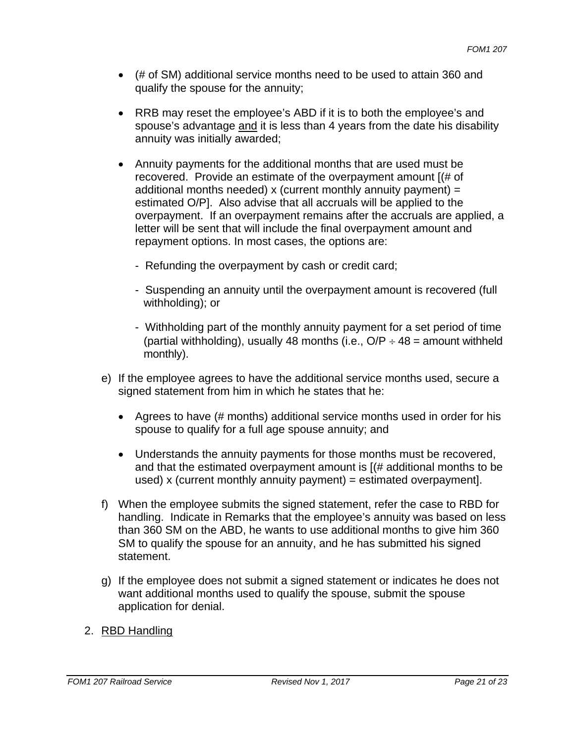- (# of SM) additional service months need to be used to attain 360 and qualify the spouse for the annuity;

- RRB may reset the employee's ABD if it is to both the employee's and spouse's advantage <u>and</u> it is less than 4 years from the date his disability annuity was initially awarded;

- Annuity payments for the additional months that are used must be recovered. Provide an estimate of the overpayment amount [(# of additional months needed) x (current monthly annuity payment) = estimated O/P]. Also advise that all accruals will be applied to the overpayment. If an overpayment remains after the accruals are applied, a letter will be sent that will include the final overpayment amount and repayment options. In most cases, the options are:

  - Refunding the overpayment by cash or credit card;

  - Suspending an annuity until the overpayment amount is recovered (full withholding); or

  - Withholding part of the monthly annuity payment for a set period of time (partial withholding), usually 48 months (i.e., O/P ÷ 48 = amount withheld monthly).

e) If the employee agrees to have the additional service months used, secure a signed statement from him in which he states that he:

- Agrees to have (# months) additional service months used in order for his spouse to qualify for a full age spouse annuity; and

- Understands the annuity payments for those months must be recovered, and that the estimated overpayment amount is [(# additional months to be used) x (current monthly annuity payment) = estimated overpayment].

f) When the employee submits the signed statement, refer the case to RBD for handling. Indicate in Remarks that the employee's annuity was based on less than 360 SM on the ABD, he wants to use additional months to give him 360 SM to qualify the spouse for an annuity, and he has submitted his signed statement.

g) If the employee does not submit a signed statement or indicates he does not want additional months used to qualify the spouse, submit the spouse application for denial.

2. <u>RBD Handling</u>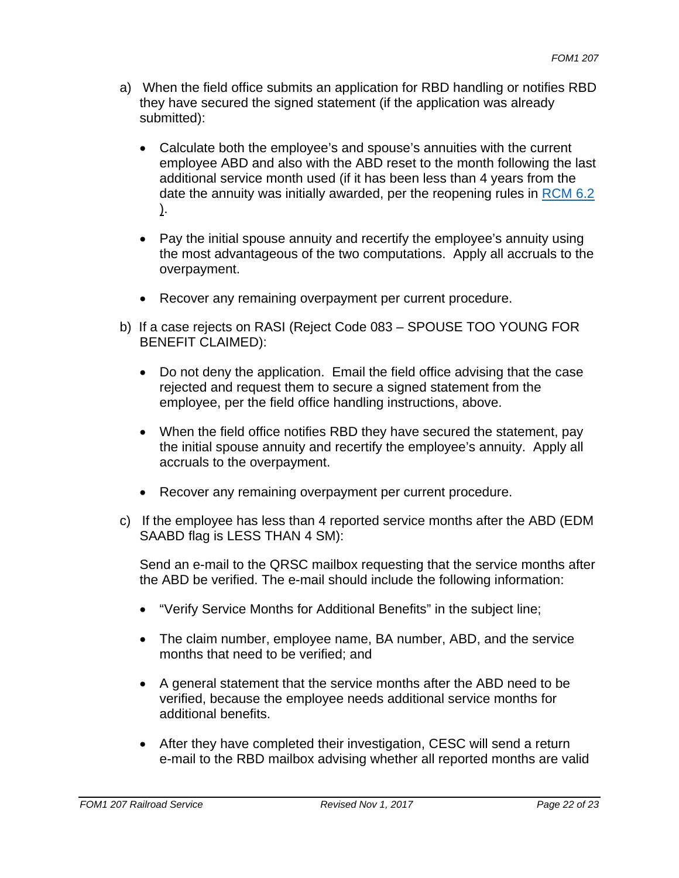a) When the field office submits an application for RBD handling or notifies RBD they have secured the signed statement (if the application was already submitted):

- Calculate both the employee's and spouse's annuities with the current employee ABD and also with the ABD reset to the month following the last additional service month used (if it has been less than 4 years from the date the annuity was initially awarded, per the reopening rules in RCM 6.2 ).

- Pay the initial spouse annuity and recertify the employee's annuity using the most advantageous of the two computations. Apply all accruals to the overpayment.

- Recover any remaining overpayment per current procedure.

b) If a case rejects on RASI (Reject Code 083 – SPOUSE TOO YOUNG FOR BENEFIT CLAIMED):

- Do not deny the application. Email the field office advising that the case rejected and request them to secure a signed statement from the employee, per the field office handling instructions, above.

- When the field office notifies RBD they have secured the statement, pay the initial spouse annuity and recertify the employee's annuity. Apply all accruals to the overpayment.

- Recover any remaining overpayment per current procedure.

c) If the employee has less than 4 reported service months after the ABD (EDM SAABD flag is LESS THAN 4 SM):

Send an e-mail to the QRSC mailbox requesting that the service months after the ABD be verified. The e-mail should include the following information:

- "Verify Service Months for Additional Benefits" in the subject line;

- The claim number, employee name, BA number, ABD, and the service months that need to be verified; and

- A general statement that the service months after the ABD need to be verified, because the employee needs additional service months for additional benefits.

- After they have completed their investigation, CESC will send a return e-mail to the RBD mailbox advising whether all reported months are valid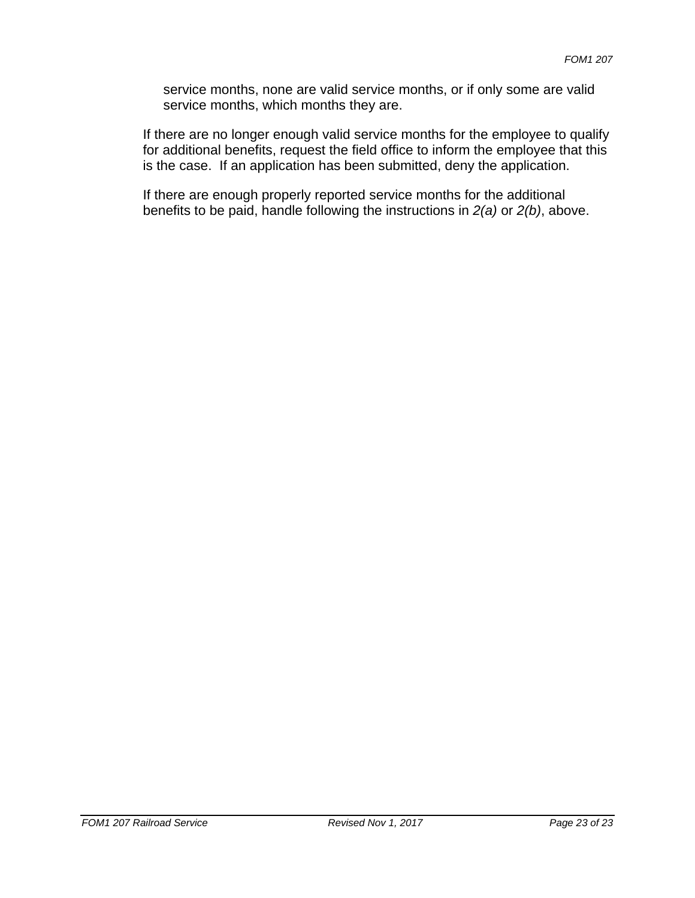service months, none are valid service months, or if only some are valid service months, which months they are.

If there are no longer enough valid service months for the employee to qualify for additional benefits, request the field office to inform the employee that this is the case. If an application has been submitted, deny the application.

If there are enough properly reported service months for the additional benefits to be paid, handle following the instructions in *2(a)* or *2(b)*, above.